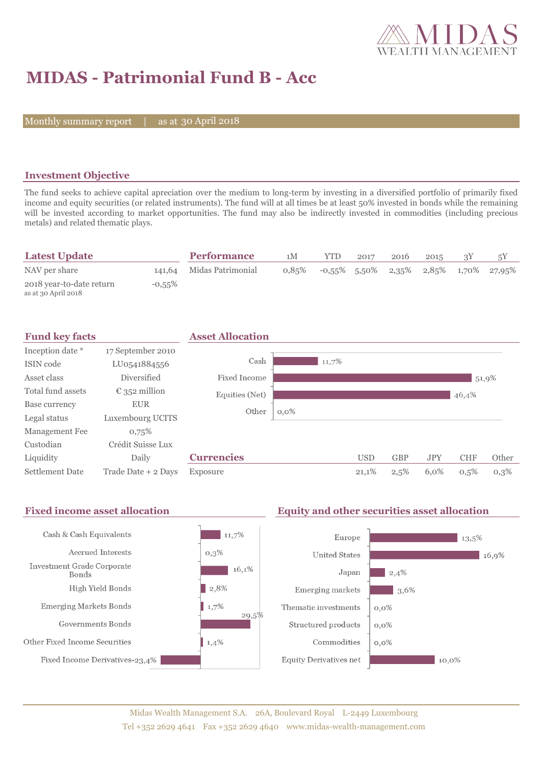# MIDAS - Patrimonial Fund B - Acc

Monthly summary report | as at 30 April 2018

## Investment Objective

The fund seeks to achieve capital apreciation over the medium to long-term by investing in a diversified portfolio of primarily fixed income and equity securities (or related instruments). The fund will at all times be at least 50% invested in bonds while the remaining will be invested according to market opportunities. The fund may also be indirectly invested in commodities (including precious metals) and related thematic plays.

## Latest Update

| | |
|---|---|
| NAV per share | 141,64 |
| 2018 year-to-date return as at 30 April 2018 | -0,55% |

## Performance

| | 1M | YTD | 2017 | 2016 | 2015 | 3Y | 5Y |
|---|---|---|---|---|---|---|---|
| Midas Patrimonial | 0,85% | -0,55% | 5,50% | 2,35% | 2,85% | 1,70% | 27,95% |

## Fund key facts

| | |
|---|---|
| Inception date * | 17 September 2010 |
| ISIN code | LU0541884556 |
| Asset class | Diversified |
| Total fund assets | € 352 million |
| Base currency | EUR |
| Legal status | Luxembourg UCITS |
| Management Fee | 0,75% |
| Custodian | Crédit Suisse Lux |
| Liquidity | Daily |
| Settlement Date | Trade Date + 2 Days |

## Asset Allocation

| | |
|---|---|
| Cash | 11,7% |
| Fixed Income | 51,9% |
| Equities (Net) | 46,4% |
| Other | 0,0% |

## Currencies

| | USD | GBP | JPY | CHF | Other |
|---|---|---|---|---|---|
| Exposure | 21,1% | 2,5% | 6,0% | 0,5% | 0,3% |

## Fixed income asset allocation

| | |
|---|---|
| Cash & Cash Equivalents | 11,7% |
| Accrued Interests | 0,3% |
| Investment Grade Corporate Bonds | 16,1% |
| High Yield Bonds | 2,8% |
| Emerging Markets Bonds | 1,7% |
| Governments Bonds | 29,5% |
| Other Fixed Income Securities | 1,4% |
| Fixed Income Derivatives | -23,4% |

## Equity and other securities asset allocation

| | |
|---|---|
| Europe | 13,5% |
| United States | 16,9% |
| Japan | 2,4% |
| Emerging markets | 3,6% |
| Thematic investments | 0,0% |
| Structured products | 0,0% |
| Commodities | 0,0% |
| Equity Derivatives net | 10,0% |

Midas Wealth Management S.A. 26A, Boulevard Royal L-2449 Luxembourg
Tel +352 2629 4641 Fax +352 2629 4640 www.midas-wealth-management.com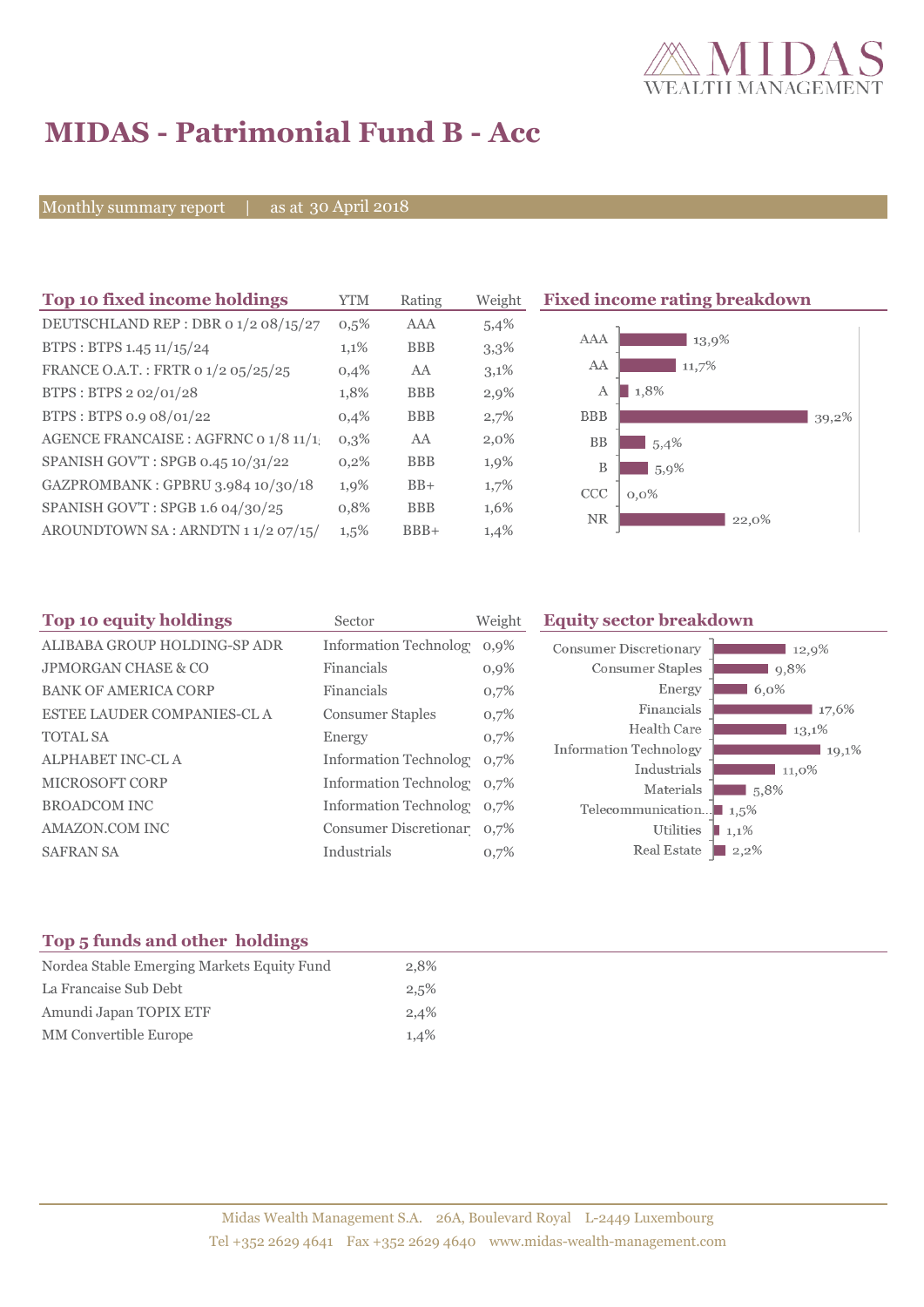# MIDAS - Patrimonial Fund B - Acc

Monthly summary report | as at 30 April 2018

## Top 10 fixed income holdings

| Top 10 fixed income holdings | YTM | Rating | Weight |
|---|---|---|---|
| DEUTSCHLAND REP : DBR 0 1/2 08/15/27 | 0,5% | AAA | 5,4% |
| BTPS : BTPS 1.45 11/15/24 | 1,1% | BBB | 3,3% |
| FRANCE O.A.T. : FRTR 0 1/2 05/25/25 | 0,4% | AA | 3,1% |
| BTPS : BTPS 2 02/01/28 | 1,8% | BBB | 2,9% |
| BTPS : BTPS 0.9 08/01/22 | 0,4% | BBB | 2,7% |
| AGENCE FRANCAISE : AGFRNC 0 1/8 11/1 | 0,3% | AA | 2,0% |
| SPANISH GOV'T : SPGB 0.45 10/31/22 | 0,2% | BBB | 1,9% |
| GAZPROMBANK : GPBRU 3.984 10/30/18 | 1,9% | BB+ | 1,7% |
| SPANISH GOV'T : SPGB 1.6 04/30/25 | 0,8% | BBB | 1,6% |
| AROUNDTOWN SA : ARNDTN 1 1/2 07/15/ | 1,5% | BBB+ | 1,4% |

## Fixed income rating breakdown

| Rating | Weight |
|---|---|
| AAA | 13,9% |
| AA | 11,7% |
| A | 1,8% |
| BBB | 39,2% |
| BB | 5,4% |
| B | 5,9% |
| CCC | 0,0% |
| NR | 22,0% |

## Top 10 equity holdings

| Top 10 equity holdings | Sector | Weight |
|---|---|---|
| ALIBABA GROUP HOLDING-SP ADR | Information Technolog | 0,9% |
| JPMORGAN CHASE & CO | Financials | 0,9% |
| BANK OF AMERICA CORP | Financials | 0,7% |
| ESTEE LAUDER COMPANIES-CL A | Consumer Staples | 0,7% |
| TOTAL SA | Energy | 0,7% |
| ALPHABET INC-CL A | Information Technolog | 0,7% |
| MICROSOFT CORP | Information Technolog | 0,7% |
| BROADCOM INC | Information Technolog | 0,7% |
| AMAZON.COM INC | Consumer Discretionar | 0,7% |
| SAFRAN SA | Industrials | 0,7% |

## Equity sector breakdown

| Sector | Weight |
|---|---|
| Consumer Discretionary | 12,9% |
| Consumer Staples | 9,8% |
| Energy | 6,0% |
| Financials | 17,6% |
| Health Care | 13,1% |
| Information Technology | 19,1% |
| Industrials | 11,0% |
| Materials | 5,8% |
| Telecommunication | 1,5% |
| Utilities | 1,1% |
| Real Estate | 2,2% |

## Top 5 funds and other holdings

| Top 5 funds and other holdings | |
|---|---|
| Nordea Stable Emerging Markets Equity Fund | 2,8% |
| La Francaise Sub Debt | 2,5% |
| Amundi Japan TOPIX ETF | 2,4% |
| MM Convertible Europe | 1,4% |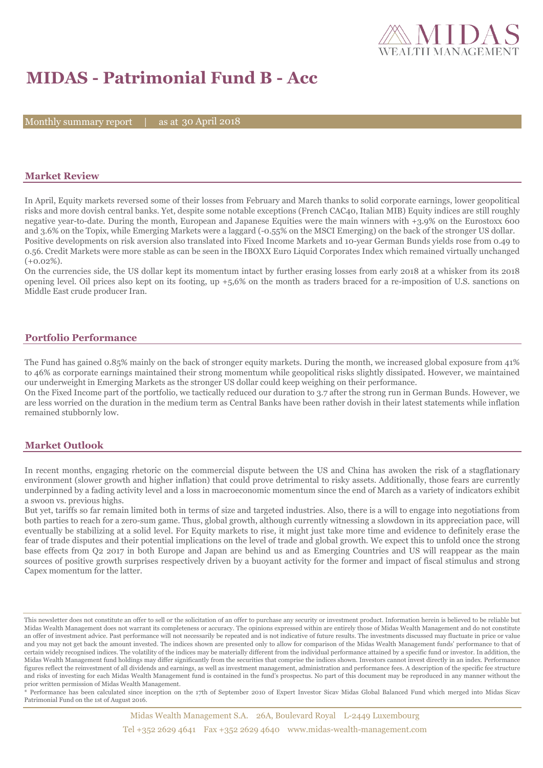# MIDAS - Patrimonial Fund B - Acc

Monthly summary report | as at 30 April 2018

## Market Review

In April, Equity markets reversed some of their losses from February and March thanks to solid corporate earnings, lower geopolitical risks and more dovish central banks. Yet, despite some notable exceptions (French CAC40, Italian MIB) Equity indices are still roughly negative year-to-date. During the month, European and Japanese Equities were the main winners with +3.9% on the Eurostoxx 600 and 3.6% on the Topix, while Emerging Markets were a laggard (-0.55% on the MSCI Emerging) on the back of the stronger US dollar.
Positive developments on risk aversion also translated into Fixed Income Markets and 10-year German Bunds yields rose from 0.49 to 0.56. Credit Markets were more stable as can be seen in the IBOXX Euro Liquid Corporates Index which remained virtually unchanged (+0.02%).
On the currencies side, the US dollar kept its momentum intact by further erasing losses from early 2018 at a whisker from its 2018 opening level. Oil prices also kept on its footing, up +5,6% on the month as traders braced for a re-imposition of U.S. sanctions on Middle East crude producer Iran.

## Portfolio Performance

The Fund has gained 0.85% mainly on the back of stronger equity markets. During the month, we increased global exposure from 41% to 46% as corporate earnings maintained their strong momentum while geopolitical risks slightly dissipated. However, we maintained our underweight in Emerging Markets as the stronger US dollar could keep weighing on their performance.
On the Fixed Income part of the portfolio, we tactically reduced our duration to 3.7 after the strong run in German Bunds. However, we are less worried on the duration in the medium term as Central Banks have been rather dovish in their latest statements while inflation remained stubbornly low.

## Market Outlook

In recent months, engaging rhetoric on the commercial dispute between the US and China has awoken the risk of a stagflationary environment (slower growth and higher inflation) that could prove detrimental to risky assets. Additionally, those fears are currently underpinned by a fading activity level and a loss in macroeconomic momentum since the end of March as a variety of indicators exhibit a swoon vs. previous highs.
But yet, tariffs so far remain limited both in terms of size and targeted industries. Also, there is a will to engage into negotiations from both parties to reach for a zero-sum game. Thus, global growth, although currently witnessing a slowdown in its appreciation pace, will eventually be stabilizing at a solid level. For Equity markets to rise, it might just take more time and evidence to definitely erase the fear of trade disputes and their potential implications on the level of trade and global growth. We expect this to unfold once the strong base effects from Q2 2017 in both Europe and Japan are behind us and as Emerging Countries and US will reappear as the main sources of positive growth surprises respectively driven by a buoyant activity for the former and impact of fiscal stimulus and strong Capex momentum for the latter.

This newsletter does not constitute an offer to sell or the solicitation of an offer to purchase any security or investment product. Information herein is believed to be reliable but Midas Wealth Management does not warrant its completeness or accuracy. The opinions expressed within are entirely those of Midas Wealth Management and do not constitute an offer of investment advice. Past performance will not necessarily be repeated and is not indicative of future results. The investments discussed may fluctuate in price or value and you may not get back the amount invested. The indices shown are presented only to allow for comparison of the Midas Wealth Management funds' performance to that of certain widely recognised indices. The volatility of the indices may be materially different from the individual performance attained by a specific fund or investor. In addition, the Midas Wealth Management fund holdings may differ significantly from the securities that comprise the indices shown. Investors cannot invest directly in an index. Performance figures reflect the reinvestment of all dividends and earnings, as well as investment management, administration and performance fees. A description of the specific fee structure and risks of investing for each Midas Wealth Management fund is contained in the fund's prospectus. No part of this document may be reproduced in any manner without the prior written permission of Midas Wealth Management.

* Performance has been calculated since inception on the 17th of September 2010 of Expert Investor Sicav Midas Global Balanced Fund which merged into Midas Sicav Patrimonial Fund on the 1st of August 2016.

Midas Wealth Management S.A. 26A, Boulevard Royal L-2449 Luxembourg
Tel +352 2629 4641 Fax +352 2629 4640 www.midas-wealth-management.com